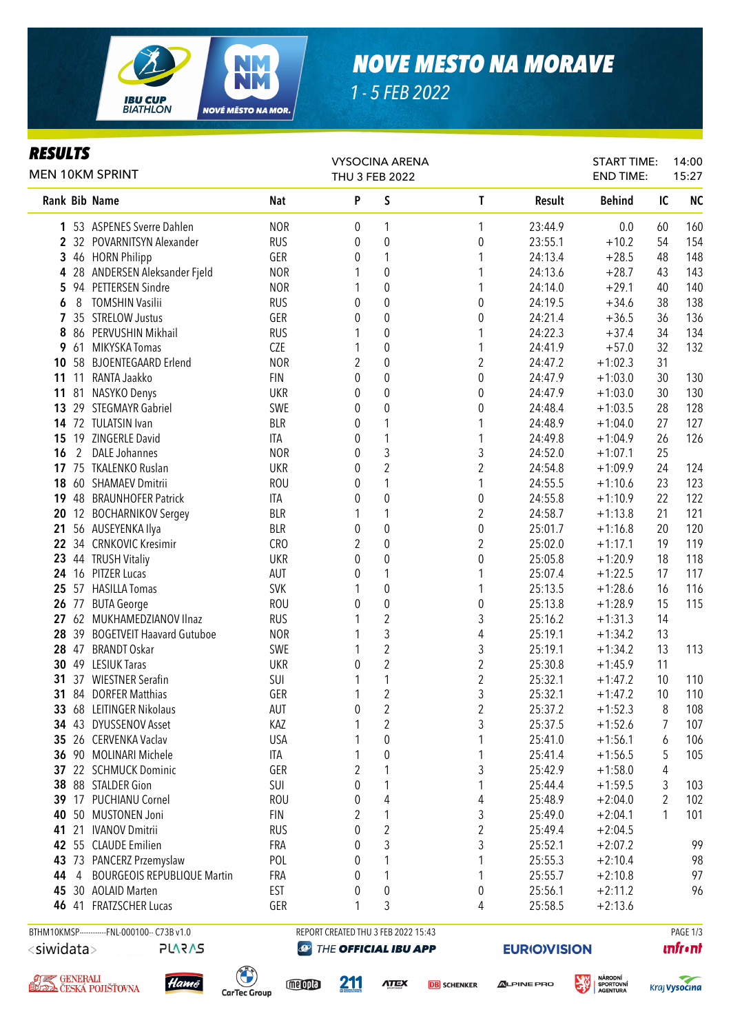# NOVE MESTO NA MORAVE

1 - 5 FEB 2022

## RESULTS

MEN 10KM SPRINT

VYSOCINA ARENA
THU 3 FEB 2022

START TIME: 14:00
END TIME: 15:27

| Rank | Bib | Name | Nat | P | S | T | Result | Behind | IC | NC |
|---|---|---|---|---|---|---|---|---|---|---|
| 1 | 53 | ASPENES Sverre Dahlen | NOR | 0 | 1 | 1 | 23:44.9 | 0.0 | 60 | 160 |
| 2 | 32 | POVARNITSYN Alexander | RUS | 0 | 0 | 0 | 23:55.1 | +10.2 | 54 | 154 |
| 3 | 46 | HORN Philipp | GER | 0 | 1 | 1 | 24:13.4 | +28.5 | 48 | 148 |
| 4 | 28 | ANDERSEN Aleksander Fjeld | NOR | 1 | 0 | 1 | 24:13.6 | +28.7 | 43 | 143 |
| 5 | 94 | PETTERSEN Sindre | NOR | 1 | 0 | 1 | 24:14.0 | +29.1 | 40 | 140 |
| 6 | 8 | TOMSHIN Vasilii | RUS | 0 | 0 | 0 | 24:19.5 | +34.6 | 38 | 138 |
| 7 | 35 | STRELOW Justus | GER | 0 | 0 | 0 | 24:21.4 | +36.5 | 36 | 136 |
| 8 | 86 | PERVUSHIN Mikhail | RUS | 1 | 0 | 1 | 24:22.3 | +37.4 | 34 | 134 |
| 9 | 61 | MIKYSKA Tomas | CZE | 1 | 0 | 1 | 24:41.9 | +57.0 | 32 | 132 |
| 10 | 58 | BJOENTEGAARD Erlend | NOR | 2 | 0 | 2 | 24:47.2 | +1:02.3 | 31 | |
| 11 | 11 | RANTA Jaakko | FIN | 0 | 0 | 0 | 24:47.9 | +1:03.0 | 30 | 130 |
| 11 | 81 | NASYKO Denys | UKR | 0 | 0 | 0 | 24:47.9 | +1:03.0 | 30 | 130 |
| 13 | 29 | STEGMAYR Gabriel | SWE | 0 | 0 | 0 | 24:48.4 | +1:03.5 | 28 | 128 |
| 14 | 72 | TULATSIN Ivan | BLR | 0 | 1 | 1 | 24:48.9 | +1:04.0 | 27 | 127 |
| 15 | 19 | ZINGERLE David | ITA | 0 | 1 | 1 | 24:49.8 | +1:04.9 | 26 | 126 |
| 16 | 2 | DALE Johannes | NOR | 0 | 3 | 3 | 24:52.0 | +1:07.1 | 25 | |
| 17 | 75 | TKALENKO Ruslan | UKR | 0 | 2 | 2 | 24:54.8 | +1:09.9 | 24 | 124 |
| 18 | 60 | SHAMAEV Dmitrii | ROU | 0 | 1 | 1 | 24:55.5 | +1:10.6 | 23 | 123 |
| 19 | 48 | BRAUNHOFER Patrick | ITA | 0 | 0 | 0 | 24:55.8 | +1:10.9 | 22 | 122 |
| 20 | 12 | BOCHARNIKOV Sergey | BLR | 1 | 1 | 2 | 24:58.7 | +1:13.8 | 21 | 121 |
| 21 | 56 | AUSEYENKA Ilya | BLR | 0 | 0 | 0 | 25:01.7 | +1:16.8 | 20 | 120 |
| 22 | 34 | CRNKOVIC Kresimir | CRO | 2 | 0 | 2 | 25:02.0 | +1:17.1 | 19 | 119 |
| 23 | 44 | TRUSH Vitaliy | UKR | 0 | 0 | 0 | 25:05.8 | +1:20.9 | 18 | 118 |
| 24 | 16 | PITZER Lucas | AUT | 0 | 1 | 1 | 25:07.4 | +1:22.5 | 17 | 117 |
| 25 | 57 | HASILLA Tomas | SVK | 1 | 0 | 1 | 25:13.5 | +1:28.6 | 16 | 116 |
| 26 | 77 | BUTA George | ROU | 0 | 0 | 0 | 25:13.8 | +1:28.9 | 15 | 115 |
| 27 | 62 | MUKHAMEDZIANOV Ilnaz | RUS | 1 | 2 | 3 | 25:16.2 | +1:31.3 | 14 | |
| 28 | 39 | BOGETVEIT Haavard Gutuboe | NOR | 1 | 3 | 4 | 25:19.1 | +1:34.2 | 13 | |
| 28 | 47 | BRANDT Oskar | SWE | 1 | 2 | 3 | 25:19.1 | +1:34.2 | 13 | 113 |
| 30 | 49 | LESIUK Taras | UKR | 0 | 2 | 2 | 25:30.8 | +1:45.9 | 11 | |
| 31 | 37 | WIESTNER Serafin | SUI | 1 | 1 | 2 | 25:32.1 | +1:47.2 | 10 | 110 |
| 31 | 84 | DORFER Matthias | GER | 1 | 2 | 3 | 25:32.1 | +1:47.2 | 10 | 110 |
| 33 | 68 | LEITINGER Nikolaus | AUT | 0 | 2 | 2 | 25:37.2 | +1:52.3 | 8 | 108 |
| 34 | 43 | DYUSSENOV Asset | KAZ | 1 | 2 | 3 | 25:37.5 | +1:52.6 | 7 | 107 |
| 35 | 26 | CERVENKA Vaclav | USA | 1 | 0 | 1 | 25:41.0 | +1:56.1 | 6 | 106 |
| 36 | 90 | MOLINARI Michele | ITA | 1 | 0 | 1 | 25:41.4 | +1:56.5 | 5 | 105 |
| 37 | 22 | SCHMUCK Dominic | GER | 2 | 1 | 3 | 25:42.9 | +1:58.0 | 4 | |
| 38 | 88 | STALDER Gion | SUI | 0 | 1 | 1 | 25:44.4 | +1:59.5 | 3 | 103 |
| 39 | 17 | PUCHIANU Cornel | ROU | 0 | 4 | 4 | 25:48.9 | +2:04.0 | 2 | 102 |
| 40 | 50 | MUSTONEN Joni | FIN | 2 | 1 | 3 | 25:49.0 | +2:04.1 | 1 | 101 |
| 41 | 21 | IVANOV Dmitrii | RUS | 0 | 2 | 2 | 25:49.4 | +2:04.5 | | |
| 42 | 55 | CLAUDE Emilien | FRA | 0 | 3 | 3 | 25:52.1 | +2:07.2 | | 99 |
| 43 | 73 | PANCERZ Przemyslaw | POL | 0 | 1 | 1 | 25:55.3 | +2:10.4 | | 98 |
| 44 | 4 | BOURGEOIS REPUBLIQUE Martin | FRA | 0 | 1 | 1 | 25:55.7 | +2:10.8 | | 97 |
| 45 | 30 | AOLAID Marten | EST | 0 | 0 | 0 | 25:56.1 | +2:11.2 | | 96 |
| 46 | 41 | FRATZSCHER Lucas | GER | 1 | 3 | 4 | 25:58.5 | +2:13.6 | | |

BTHM10KMSP-----------FNL-000100-- C73B v1.0    REPORT CREATED THU 3 FEB 2022 15:43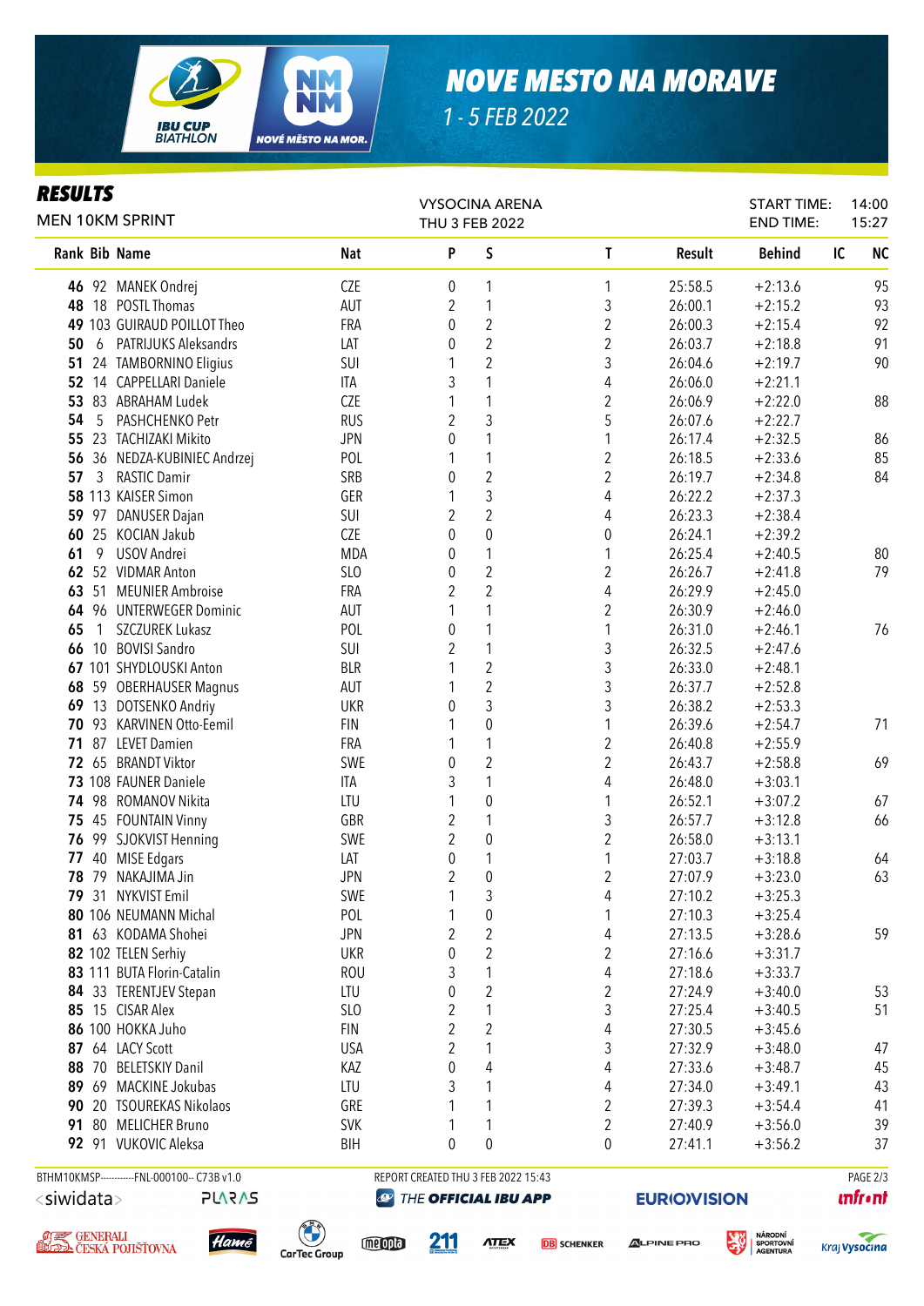# NOVE MESTO NA MORAVE

1 - 5 FEB 2022

## RESULTS

MEN 10KM SPRINT

VYSOCINA ARENA
THU 3 FEB 2022

START TIME: 14:00
END TIME: 15:27

| Rank | Bib | Name | Nat | P | S | T | Result | Behind | IC | NC |
|---|---|---|---|---|---|---|---|---|---|---|
| **46** | 92 | MANEK Ondrej | CZE | 0 | 1 | 1 | 25:58.5 | +2:13.6 | | 95 |
| **48** | 18 | POSTL Thomas | AUT | 2 | 1 | 3 | 26:00.1 | +2:15.2 | | 93 |
| **49** | 103 | GUIRAUD POILLOT Theo | FRA | 0 | 2 | 2 | 26:00.3 | +2:15.4 | | 92 |
| **50** | 6 | PATRIJUKS Aleksandrs | LAT | 0 | 2 | 2 | 26:03.7 | +2:18.8 | | 91 |
| **51** | 24 | TAMBORNINO Eligius | SUI | 1 | 2 | 3 | 26:04.6 | +2:19.7 | | 90 |
| **52** | 14 | CAPPELLARI Daniele | ITA | 3 | 1 | 4 | 26:06.0 | +2:21.1 | | |
| **53** | 83 | ABRAHAM Ludek | CZE | 1 | 1 | 2 | 26:06.9 | +2:22.0 | | 88 |
| **54** | 5 | PASHCHENKO Petr | RUS | 2 | 3 | 5 | 26:07.6 | +2:22.7 | | |
| **55** | 23 | TACHIZAKI Mikito | JPN | 0 | 1 | 1 | 26:17.4 | +2:32.5 | | 86 |
| **56** | 36 | NEDZA-KUBINIEC Andrzej | POL | 1 | 1 | 2 | 26:18.5 | +2:33.6 | | 85 |
| **57** | 3 | RASTIC Damir | SRB | 0 | 2 | 2 | 26:19.7 | +2:34.8 | | 84 |
| **58** | 113 | KAISER Simon | GER | 1 | 3 | 4 | 26:22.2 | +2:37.3 | | |
| **59** | 97 | DANUSER Dajan | SUI | 2 | 2 | 4 | 26:23.3 | +2:38.4 | | |
| **60** | 25 | KOCIAN Jakub | CZE | 0 | 0 | 0 | 26:24.1 | +2:39.2 | | |
| **61** | 9 | USOV Andrei | MDA | 0 | 1 | 1 | 26:25.4 | +2:40.5 | | 80 |
| **62** | 52 | VIDMAR Anton | SLO | 0 | 2 | 2 | 26:26.7 | +2:41.8 | | 79 |
| **63** | 51 | MEUNIER Ambroise | FRA | 2 | 2 | 4 | 26:29.9 | +2:45.0 | | |
| **64** | 96 | UNTERWEGER Dominic | AUT | 1 | 1 | 2 | 26:30.9 | +2:46.0 | | |
| **65** | 1 | SZCZUREK Lukasz | POL | 0 | 1 | 1 | 26:31.0 | +2:46.1 | | 76 |
| **66** | 10 | BOVISI Sandro | SUI | 2 | 1 | 3 | 26:32.5 | +2:47.6 | | |
| **67** | 101 | SHYDLOUSKI Anton | BLR | 1 | 2 | 3 | 26:33.0 | +2:48.1 | | |
| **68** | 59 | OBERHAUSER Magnus | AUT | 1 | 2 | 3 | 26:37.7 | +2:52.8 | | |
| **69** | 13 | DOTSENKO Andriy | UKR | 0 | 3 | 3 | 26:38.2 | +2:53.3 | | |
| **70** | 93 | KARVINEN Otto-Eemil | FIN | 1 | 0 | 1 | 26:39.6 | +2:54.7 | | 71 |
| **71** | 87 | LEVET Damien | FRA | 1 | 1 | 2 | 26:40.8 | +2:55.9 | | |
| **72** | 65 | BRANDT Viktor | SWE | 0 | 2 | 2 | 26:43.7 | +2:58.8 | | 69 |
| **73** | 108 | FAUNER Daniele | ITA | 3 | 1 | 4 | 26:48.0 | +3:03.1 | | |
| **74** | 98 | ROMANOV Nikita | LTU | 1 | 0 | 1 | 26:52.1 | +3:07.2 | | 67 |
| **75** | 45 | FOUNTAIN Vinny | GBR | 2 | 1 | 3 | 26:57.7 | +3:12.8 | | 66 |
| **76** | 99 | SJOKVIST Henning | SWE | 2 | 0 | 2 | 26:58.0 | +3:13.1 | | |
| **77** | 40 | MISE Edgars | LAT | 0 | 1 | 1 | 27:03.7 | +3:18.8 | | 64 |
| **78** | 79 | NAKAJIMA Jin | JPN | 2 | 0 | 2 | 27:07.9 | +3:23.0 | | 63 |
| **79** | 31 | NYKVIST Emil | SWE | 1 | 3 | 4 | 27:10.2 | +3:25.3 | | |
| **80** | 106 | NEUMANN Michal | POL | 1 | 0 | 1 | 27:10.3 | +3:25.4 | | |
| **81** | 63 | KODAMA Shohei | JPN | 2 | 2 | 4 | 27:13.5 | +3:28.6 | | 59 |
| **82** | 102 | TELEN Serhiy | UKR | 0 | 2 | 2 | 27:16.6 | +3:31.7 | | |
| **83** | 111 | BUTA Florin-Catalin | ROU | 3 | 1 | 4 | 27:18.6 | +3:33.7 | | |
| **84** | 33 | TERENTJEV Stepan | LTU | 0 | 2 | 2 | 27:24.9 | +3:40.0 | | 53 |
| **85** | 15 | CISAR Alex | SLO | 2 | 1 | 3 | 27:25.4 | +3:40.5 | | 51 |
| **86** | 100 | HOKKA Juho | FIN | 2 | 2 | 4 | 27:30.5 | +3:45.6 | | |
| **87** | 64 | LACY Scott | USA | 2 | 1 | 3 | 27:32.9 | +3:48.0 | | 47 |
| **88** | 70 | BELETSKIY Danil | KAZ | 0 | 4 | 4 | 27:33.6 | +3:48.7 | | 45 |
| **89** | 69 | MACKINE Jokubas | LTU | 3 | 1 | 4 | 27:34.0 | +3:49.1 | | 43 |
| **90** | 20 | TSOUREKAS Nikolaos | GRE | 1 | 1 | 2 | 27:39.3 | +3:54.4 | | 41 |
| **91** | 80 | MELICHER Bruno | SVK | 1 | 1 | 2 | 27:40.9 | +3:56.0 | | 39 |
| **92** | 91 | VUKOVIC Aleksa | BIH | 0 | 0 | 0 | 27:41.1 | +3:56.2 | | 37 |

BTHM10KMSP-----------FNL-000100-- C73B v1.0 REPORT CREATED THU 3 FEB 2022 15:43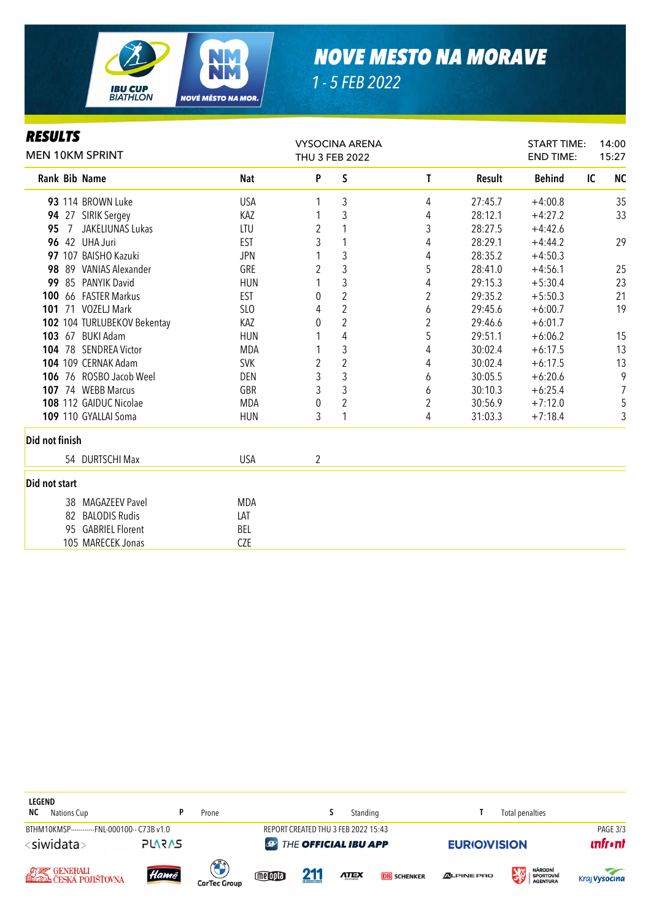# NOVE MESTO NA MORAVE

1 - 5 FEB 2022

## RESULTS

MEN 10KM SPRINT

VYSOCINA ARENA
THU 3 FEB 2022

START TIME: 14:00
END TIME: 15:27

| Rank | Bib | Name | Nat | P | S | T | Result | Behind | IC | NC |
|---|---|---|---|---|---|---|---|---|---|---|
| **93** | 114 | BROWN Luke | USA | 1 | 3 | 4 | 27:45.7 | +4:00.8 | | 35 |
| **94** | 27 | SIRIK Sergey | KAZ | 1 | 3 | 4 | 28:12.1 | +4:27.2 | | 33 |
| **95** | 7 | JAKELIUNAS Lukas | LTU | 2 | 1 | 3 | 28:27.5 | +4:42.6 | | |
| **96** | 42 | UHA Juri | EST | 3 | 1 | 4 | 28:29.1 | +4:44.2 | | 29 |
| **97** | 107 | BAISHO Kazuki | JPN | 1 | 3 | 4 | 28:35.2 | +4:50.3 | | |
| **98** | 89 | VANIAS Alexander | GRE | 2 | 3 | 5 | 28:41.0 | +4:56.1 | | 25 |
| **99** | 85 | PANYIK David | HUN | 1 | 3 | 4 | 29:15.3 | +5:30.4 | | 23 |
| **100** | 66 | FASTER Markus | EST | 0 | 2 | 2 | 29:35.2 | +5:50.3 | | 21 |
| **101** | 71 | VOZELJ Mark | SLO | 4 | 2 | 6 | 29:45.6 | +6:00.7 | | 19 |
| **102** | 104 | TURLUBEKOV Bekentay | KAZ | 0 | 2 | 2 | 29:46.6 | +6:01.7 | | |
| **103** | 67 | BUKI Adam | HUN | 1 | 4 | 5 | 29:51.1 | +6:06.2 | | 15 |
| **104** | 78 | SENDREA Victor | MDA | 1 | 3 | 4 | 30:02.4 | +6:17.5 | | 13 |
| **104** | 109 | CERNAK Adam | SVK | 2 | 2 | 4 | 30:02.4 | +6:17.5 | | 13 |
| **106** | 76 | ROSBO Jacob Weel | DEN | 3 | 3 | 6 | 30:05.5 | +6:20.6 | | 9 |
| **107** | 74 | WEBB Marcus | GBR | 3 | 3 | 6 | 30:10.3 | +6:25.4 | | 7 |
| **108** | 112 | GAIDUC Nicolae | MDA | 0 | 2 | 2 | 30:56.9 | +7:12.0 | | 5 |
| **109** | 110 | GYALLAI Soma | HUN | 3 | 1 | 4 | 31:03.3 | +7:18.4 | | 3 |

### Did not finish

| Bib | Name | Nat | P |
|---|---|---|---|
| 54 | DURTSCHI Max | USA | 2 |

### Did not start

| Bib | Name | Nat |
|---|---|---|
| 38 | MAGAZEEV Pavel | MDA |
| 82 | BALODIS Rudis | LAT |
| 95 | GABRIEL Florent | BEL |
| 105 | MARECEK Jonas | CZE |

**LEGEND**
NC Nations Cup
P Prone
S Standing
T Total penalties

BTHM10KMSP-----------FNL-000100-- C73B v1.0
REPORT CREATED THU 3 FEB 2022 15:43